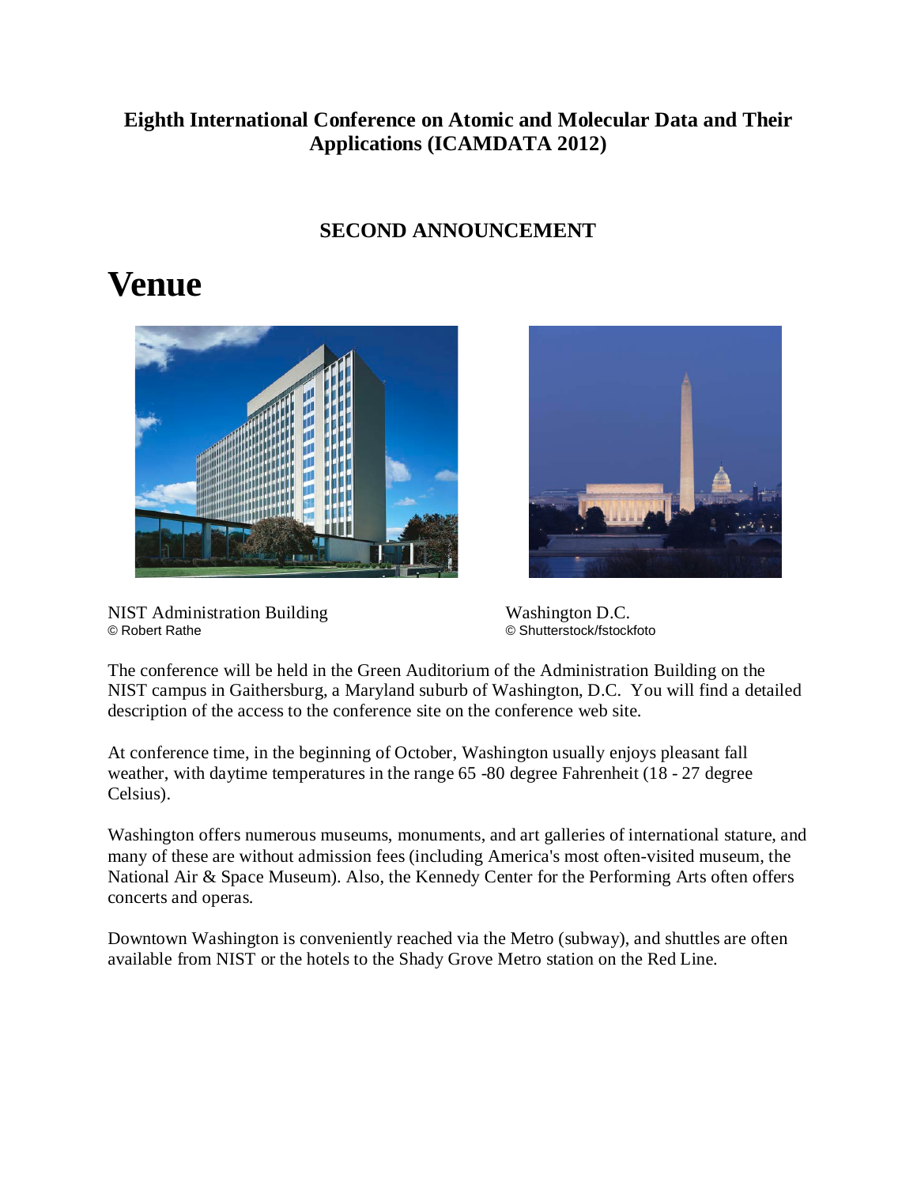# Eighth International Conference on Atomic and Molecular Data and Their Applications (ICAMDATA 2012)

## SECOND ANNOUNCEMENT

# Venue

NIST Administration Building
© Robert Rathe

Washington D.C.
© Shutterstock/fstockfoto

The conference will be held in the Green Auditorium of the Administration Building on the NIST campus in Gaithersburg, a Maryland suburb of Washington, D.C. You will find a detailed description of the access to the conference site on the conference web site.

At conference time, in the beginning of October, Washington usually enjoys pleasant fall weather, with daytime temperatures in the range 65 -80 degree Fahrenheit (18 - 27 degree Celsius).

Washington offers numerous museums, monuments, and art galleries of international stature, and many of these are without admission fees (including America's most often-visited museum, the National Air & Space Museum). Also, the Kennedy Center for the Performing Arts often offers concerts and operas.

Downtown Washington is conveniently reached via the Metro (subway), and shuttles are often available from NIST or the hotels to the Shady Grove Metro station on the Red Line.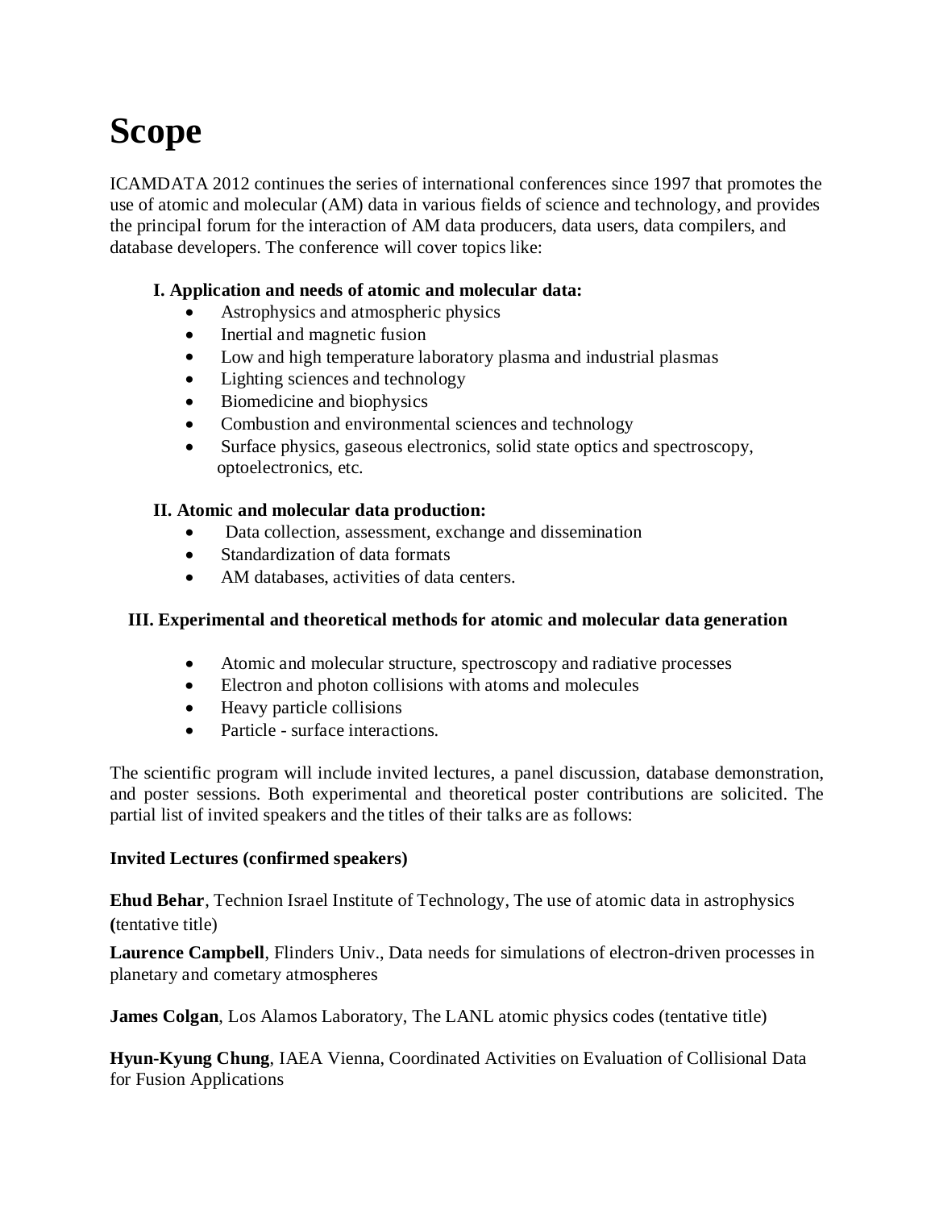# Scope

ICAMDATA 2012 continues the series of international conferences since 1997 that promotes the use of atomic and molecular (AM) data in various fields of science and technology, and provides the principal forum for the interaction of AM data producers, data users, data compilers, and database developers. The conference will cover topics like:

**I. Application and needs of atomic and molecular data:**

- Astrophysics and atmospheric physics
- Inertial and magnetic fusion
- Low and high temperature laboratory plasma and industrial plasmas
- Lighting sciences and technology
- Biomedicine and biophysics
- Combustion and environmental sciences and technology
- Surface physics, gaseous electronics, solid state optics and spectroscopy, optoelectronics, etc.

**II. Atomic and molecular data production:**

- Data collection, assessment, exchange and dissemination
- Standardization of data formats
- AM databases, activities of data centers.

**III. Experimental and theoretical methods for atomic and molecular data generation**

- Atomic and molecular structure, spectroscopy and radiative processes
- Electron and photon collisions with atoms and molecules
- Heavy particle collisions
- Particle - surface interactions.

The scientific program will include invited lectures, a panel discussion, database demonstration, and poster sessions. Both experimental and theoretical poster contributions are solicited. The partial list of invited speakers and the titles of their talks are as follows:

**Invited Lectures (confirmed speakers)**

**Ehud Behar**, Technion Israel Institute of Technology, The use of atomic data in astrophysics **(**tentative title)

**Laurence Campbell**, Flinders Univ., Data needs for simulations of electron-driven processes in planetary and cometary atmospheres

**James Colgan**, Los Alamos Laboratory, The LANL atomic physics codes (tentative title)

**Hyun-Kyung Chung**, IAEA Vienna, Coordinated Activities on Evaluation of Collisional Data for Fusion Applications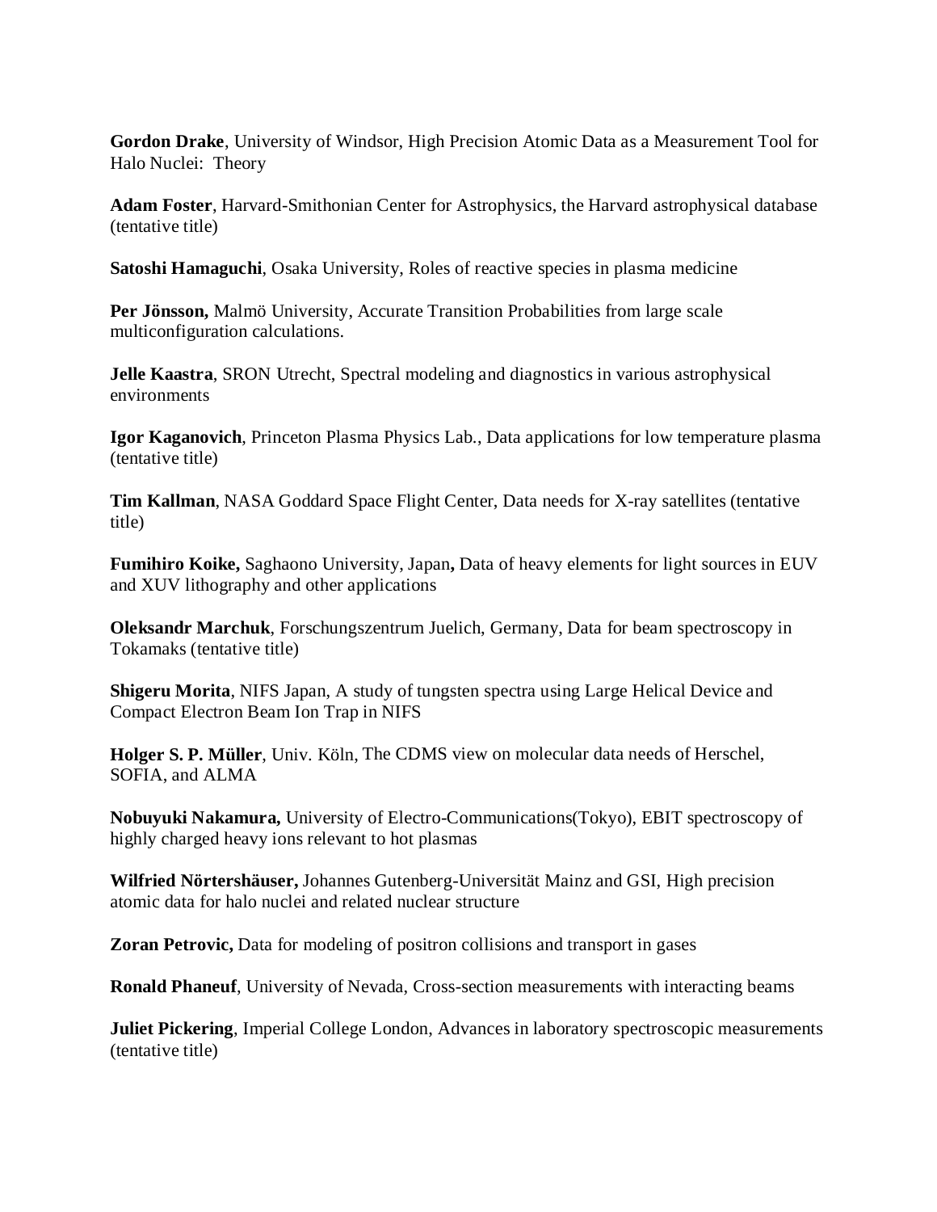**Gordon Drake**, University of Windsor, High Precision Atomic Data as a Measurement Tool for Halo Nuclei: Theory

**Adam Foster**, Harvard-Smithonian Center for Astrophysics, the Harvard astrophysical database (tentative title)

**Satoshi Hamaguchi**, Osaka University, Roles of reactive species in plasma medicine

**Per Jönsson,** Malmö University, Accurate Transition Probabilities from large scale multiconfiguration calculations.

**Jelle Kaastra**, SRON Utrecht, Spectral modeling and diagnostics in various astrophysical environments

**Igor Kaganovich**, Princeton Plasma Physics Lab., Data applications for low temperature plasma (tentative title)

**Tim Kallman**, NASA Goddard Space Flight Center, Data needs for X-ray satellites (tentative title)

**Fumihiro Koike,** Saghaono University, Japan**,** Data of heavy elements for light sources in EUV and XUV lithography and other applications

**Oleksandr Marchuk**, Forschungszentrum Juelich, Germany, Data for beam spectroscopy in Tokamaks (tentative title)

**Shigeru Morita**, NIFS Japan, A study of tungsten spectra using Large Helical Device and Compact Electron Beam Ion Trap in NIFS

**Holger S. P. Müller**, Univ. Köln, The CDMS view on molecular data needs of Herschel, SOFIA, and ALMA

**Nobuyuki Nakamura,** University of Electro-Communications(Tokyo), EBIT spectroscopy of highly charged heavy ions relevant to hot plasmas

**Wilfried Nörtershäuser,** Johannes Gutenberg-Universität Mainz and GSI, High precision atomic data for halo nuclei and related nuclear structure

**Zoran Petrovic,** Data for modeling of positron collisions and transport in gases

**Ronald Phaneuf**, University of Nevada, Cross-section measurements with interacting beams

**Juliet Pickering**, Imperial College London, Advances in laboratory spectroscopic measurements (tentative title)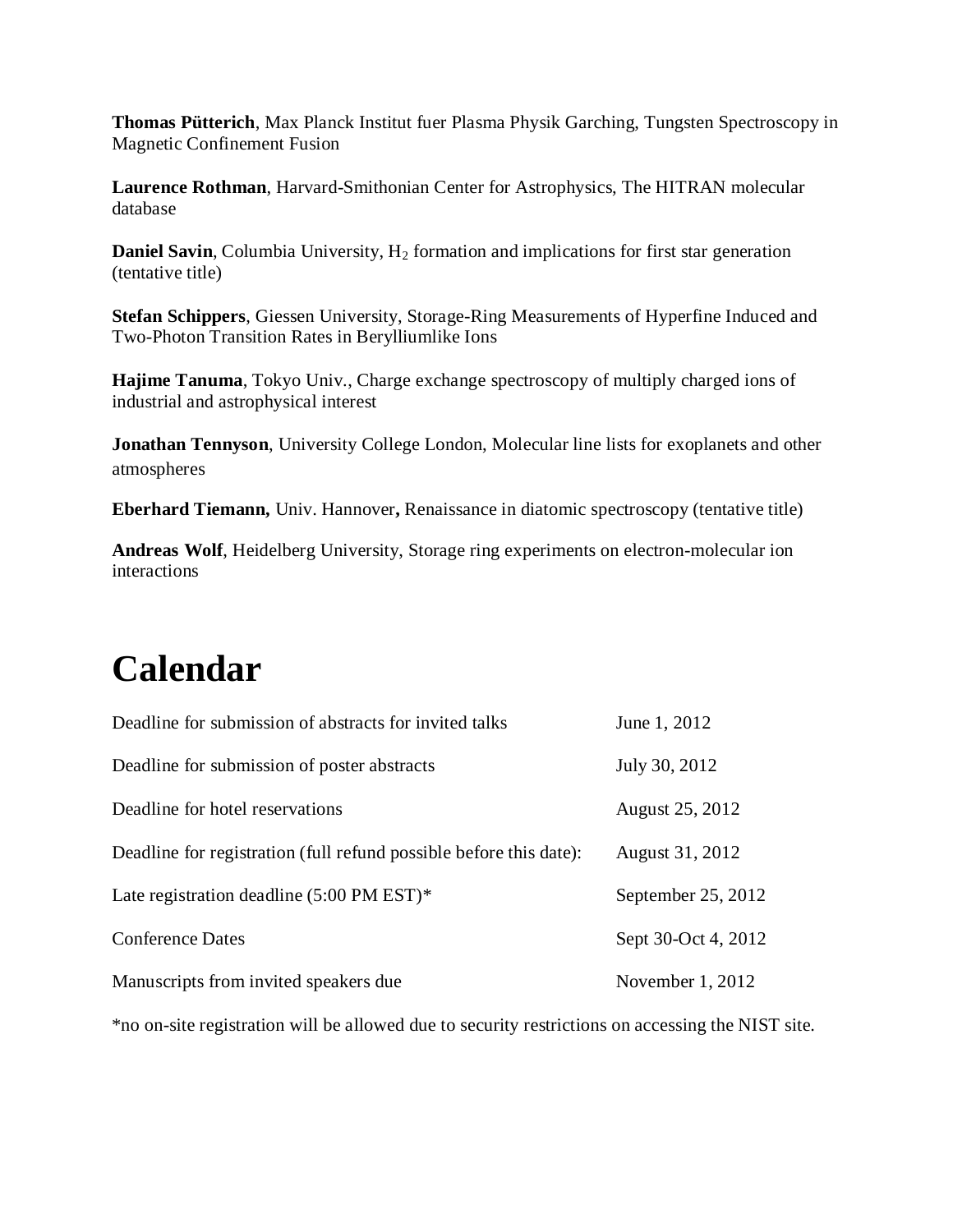**Thomas Pütterich**, Max Planck Institut fuer Plasma Physik Garching, Tungsten Spectroscopy in Magnetic Confinement Fusion

**Laurence Rothman**, Harvard-Smithonian Center for Astrophysics, The HITRAN molecular database

**Daniel Savin**, Columbia University, $H_2$ formation and implications for first star generation (tentative title)

**Stefan Schippers**, Giessen University, Storage-Ring Measurements of Hyperfine Induced and Two-Photon Transition Rates in Berylliumlike Ions

**Hajime Tanuma**, Tokyo Univ., Charge exchange spectroscopy of multiply charged ions of industrial and astrophysical interest

**Jonathan Tennyson**, University College London, Molecular line lists for exoplanets and other atmospheres

**Eberhard Tiemann,** Univ. Hannover**,** Renaissance in diatomic spectroscopy (tentative title)

**Andreas Wolf**, Heidelberg University, Storage ring experiments on electron-molecular ion interactions

# Calendar

| | |
|---|---|
| Deadline for submission of abstracts for invited talks | June 1, 2012 |
| Deadline for submission of poster abstracts | July 30, 2012 |
| Deadline for hotel reservations | August 25, 2012 |
| Deadline for registration (full refund possible before this date): | August 31, 2012 |
| Late registration deadline (5:00 PM EST)* | September 25, 2012 |
| Conference Dates | Sept 30-Oct 4, 2012 |
| Manuscripts from invited speakers due | November 1, 2012 |

*no on-site registration will be allowed due to security restrictions on accessing the NIST site.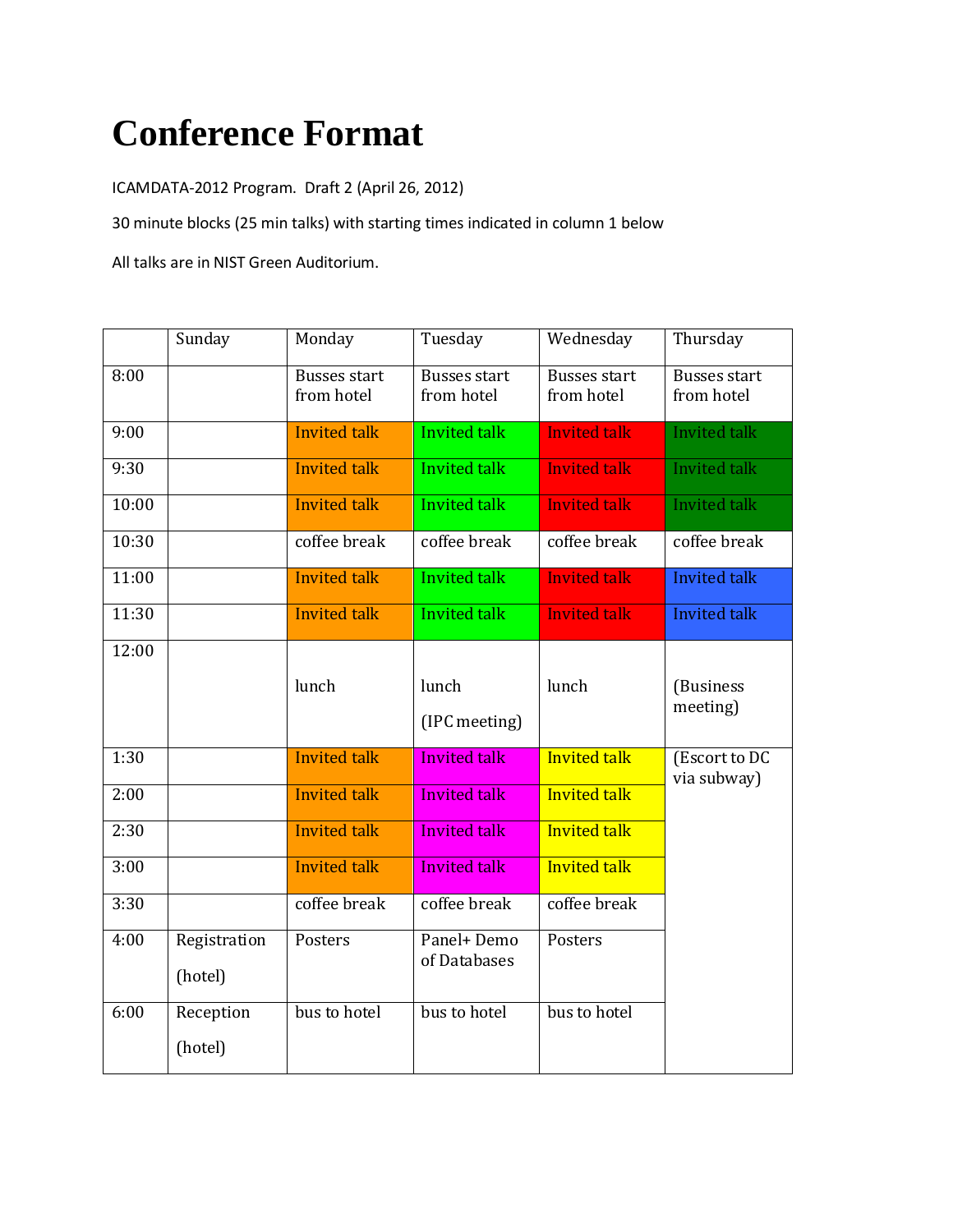# Conference Format

ICAMDATA-2012 Program. Draft 2 (April 26, 2012)

30 minute blocks (25 min talks) with starting times indicated in column 1 below

All talks are in NIST Green Auditorium.

| | Sunday | Monday | Tuesday | Wednesday | Thursday |
|---|---|---|---|---|---|
| 8:00 | | Busses start from hotel | Busses start from hotel | Busses start from hotel | Busses start from hotel |
| 9:00 | | Invited talk | Invited talk | Invited talk | Invited talk |
| 9:30 | | Invited talk | Invited talk | Invited talk | Invited talk |
| 10:00 | | Invited talk | Invited talk | Invited talk | Invited talk |
| 10:30 | | coffee break | coffee break | coffee break | coffee break |
| 11:00 | | Invited talk | Invited talk | Invited talk | Invited talk |
| 11:30 | | Invited talk | Invited talk | Invited talk | Invited talk |
| 12:00 | | lunch | lunch (IPC meeting) | lunch | (Business meeting) |
| 1:30 | | Invited talk | Invited talk | Invited talk | (Escort to DC via subway) |
| 2:00 | | Invited talk | Invited talk | Invited talk | |
| 2:30 | | Invited talk | Invited talk | Invited talk | |
| 3:00 | | Invited talk | Invited talk | Invited talk | |
| 3:30 | | coffee break | coffee break | coffee break | |
| 4:00 | Registration (hotel) | Posters | Panel+ Demo of Databases | Posters | |
| 6:00 | Reception (hotel) | bus to hotel | bus to hotel | bus to hotel | |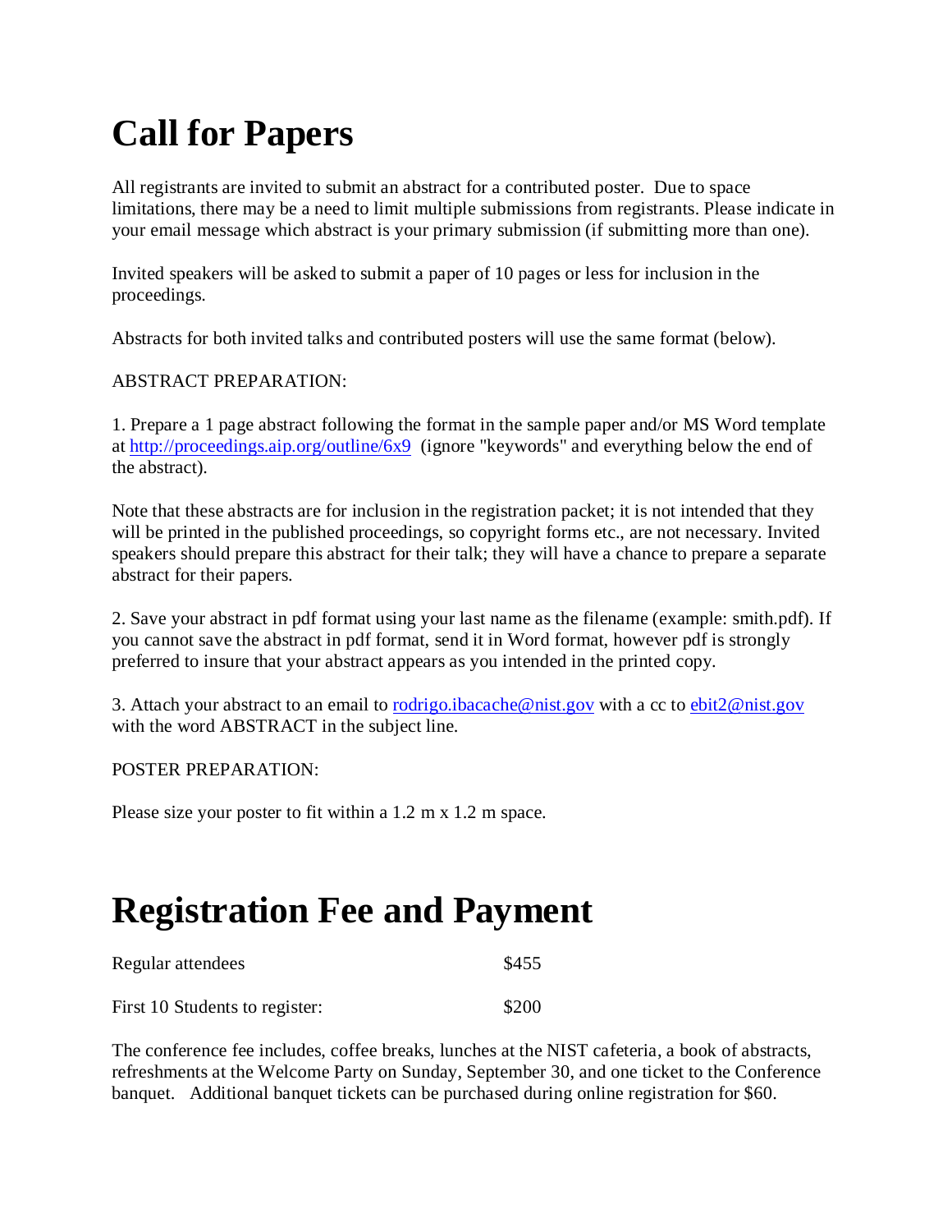# Call for Papers

All registrants are invited to submit an abstract for a contributed poster. Due to space limitations, there may be a need to limit multiple submissions from registrants. Please indicate in your email message which abstract is your primary submission (if submitting more than one).

Invited speakers will be asked to submit a paper of 10 pages or less for inclusion in the proceedings.

Abstracts for both invited talks and contributed posters will use the same format (below).

ABSTRACT PREPARATION:

1. Prepare a 1 page abstract following the format in the sample paper and/or MS Word template at http://proceedings.aip.org/outline/6x9 (ignore "keywords" and everything below the end of the abstract).

Note that these abstracts are for inclusion in the registration packet; it is not intended that they will be printed in the published proceedings, so copyright forms etc., are not necessary. Invited speakers should prepare this abstract for their talk; they will have a chance to prepare a separate abstract for their papers.

2. Save your abstract in pdf format using your last name as the filename (example: smith.pdf). If you cannot save the abstract in pdf format, send it in Word format, however pdf is strongly preferred to insure that your abstract appears as you intended in the printed copy.

3. Attach your abstract to an email to rodrigo.ibacache@nist.gov with a cc to ebit2@nist.gov with the word ABSTRACT in the subject line.

POSTER PREPARATION:

Please size your poster to fit within a 1.2 m x 1.2 m space.

# Registration Fee and Payment

| | |
|---|---|
| Regular attendees | $455 |
| First 10 Students to register: | $200 |

The conference fee includes, coffee breaks, lunches at the NIST cafeteria, a book of abstracts, refreshments at the Welcome Party on Sunday, September 30, and one ticket to the Conference banquet. Additional banquet tickets can be purchased during online registration for $60.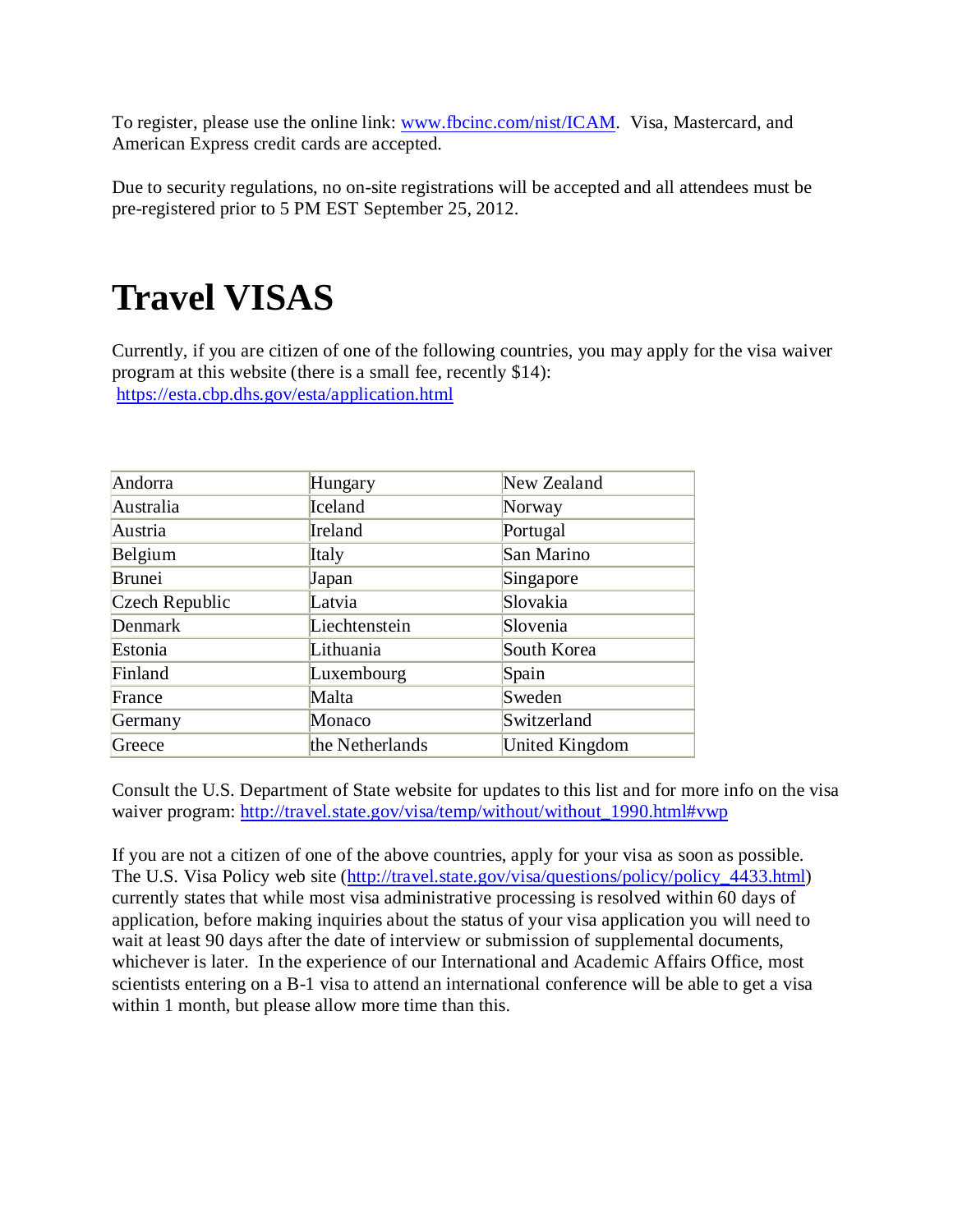To register, please use the online link: [www.fbcinc.com/nist/ICAM](www.fbcinc.com/nist/ICAM). Visa, Mastercard, and American Express credit cards are accepted.

Due to security regulations, no on-site registrations will be accepted and all attendees must be pre-registered prior to 5 PM EST September 25, 2012.

# Travel VISAS

Currently, if you are citizen of one of the following countries, you may apply for the visa waiver program at this website (there is a small fee, recently $14):
[https://esta.cbp.dhs.gov/esta/application.html](https://esta.cbp.dhs.gov/esta/application.html)

| | | |
|---|---|---|
| Andorra | Hungary | New Zealand |
| Australia | Iceland | Norway |
| Austria | Ireland | Portugal |
| Belgium | Italy | San Marino |
| Brunei | Japan | Singapore |
| Czech Republic | Latvia | Slovakia |
| Denmark | Liechtenstein | Slovenia |
| Estonia | Lithuania | South Korea |
| Finland | Luxembourg | Spain |
| France | Malta | Sweden |
| Germany | Monaco | Switzerland |
| Greece | the Netherlands | United Kingdom |

Consult the U.S. Department of State website for updates to this list and for more info on the visa waiver program: [http://travel.state.gov/visa/temp/without/without_1990.html#vwp](http://travel.state.gov/visa/temp/without/without_1990.html#vwp)

If you are not a citizen of one of the above countries, apply for your visa as soon as possible. The U.S. Visa Policy web site ([http://travel.state.gov/visa/questions/policy/policy_4433.html](http://travel.state.gov/visa/questions/policy/policy_4433.html)) currently states that while most visa administrative processing is resolved within 60 days of application, before making inquiries about the status of your visa application you will need to wait at least 90 days after the date of interview or submission of supplemental documents, whichever is later. In the experience of our International and Academic Affairs Office, most scientists entering on a B-1 visa to attend an international conference will be able to get a visa within 1 month, but please allow more time than this.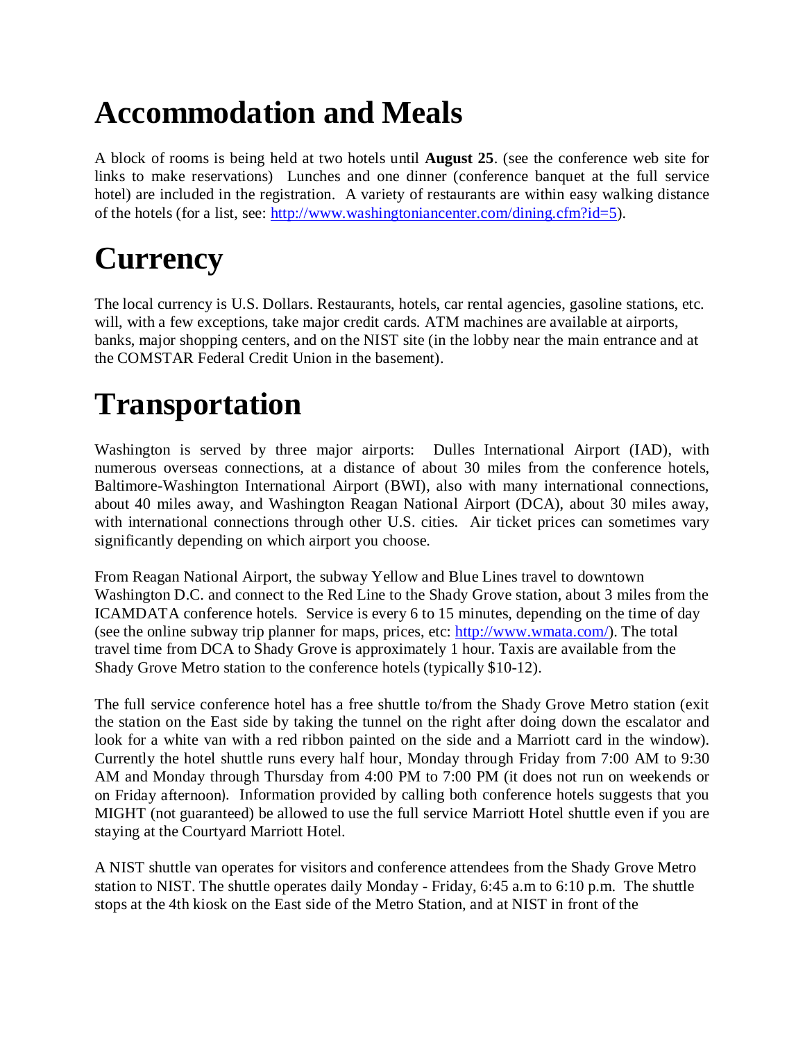# Accommodation and Meals

A block of rooms is being held at two hotels until **August 25**. (see the conference web site for links to make reservations) Lunches and one dinner (conference banquet at the full service hotel) are included in the registration. A variety of restaurants are within easy walking distance of the hotels (for a list, see: http://www.washingtoniancenter.com/dining.cfm?id=5).

# Currency

The local currency is U.S. Dollars. Restaurants, hotels, car rental agencies, gasoline stations, etc. will, with a few exceptions, take major credit cards. ATM machines are available at airports, banks, major shopping centers, and on the NIST site (in the lobby near the main entrance and at the COMSTAR Federal Credit Union in the basement).

# Transportation

Washington is served by three major airports: Dulles International Airport (IAD), with numerous overseas connections, at a distance of about 30 miles from the conference hotels, Baltimore-Washington International Airport (BWI), also with many international connections, about 40 miles away, and Washington Reagan National Airport (DCA), about 30 miles away, with international connections through other U.S. cities. Air ticket prices can sometimes vary significantly depending on which airport you choose.

From Reagan National Airport, the subway Yellow and Blue Lines travel to downtown Washington D.C. and connect to the Red Line to the Shady Grove station, about 3 miles from the ICAMDATA conference hotels. Service is every 6 to 15 minutes, depending on the time of day (see the online subway trip planner for maps, prices, etc: http://www.wmata.com/). The total travel time from DCA to Shady Grove is approximately 1 hour. Taxis are available from the Shady Grove Metro station to the conference hotels (typically $10-12).

The full service conference hotel has a free shuttle to/from the Shady Grove Metro station (exit the station on the East side by taking the tunnel on the right after doing down the escalator and look for a white van with a red ribbon painted on the side and a Marriott card in the window). Currently the hotel shuttle runs every half hour, Monday through Friday from 7:00 AM to 9:30 AM and Monday through Thursday from 4:00 PM to 7:00 PM (it does not run on weekends or on Friday afternoon). Information provided by calling both conference hotels suggests that you MIGHT (not guaranteed) be allowed to use the full service Marriott Hotel shuttle even if you are staying at the Courtyard Marriott Hotel.

A NIST shuttle van operates for visitors and conference attendees from the Shady Grove Metro station to NIST. The shuttle operates daily Monday - Friday, 6:45 a.m to 6:10 p.m. The shuttle stops at the 4th kiosk on the East side of the Metro Station, and at NIST in front of the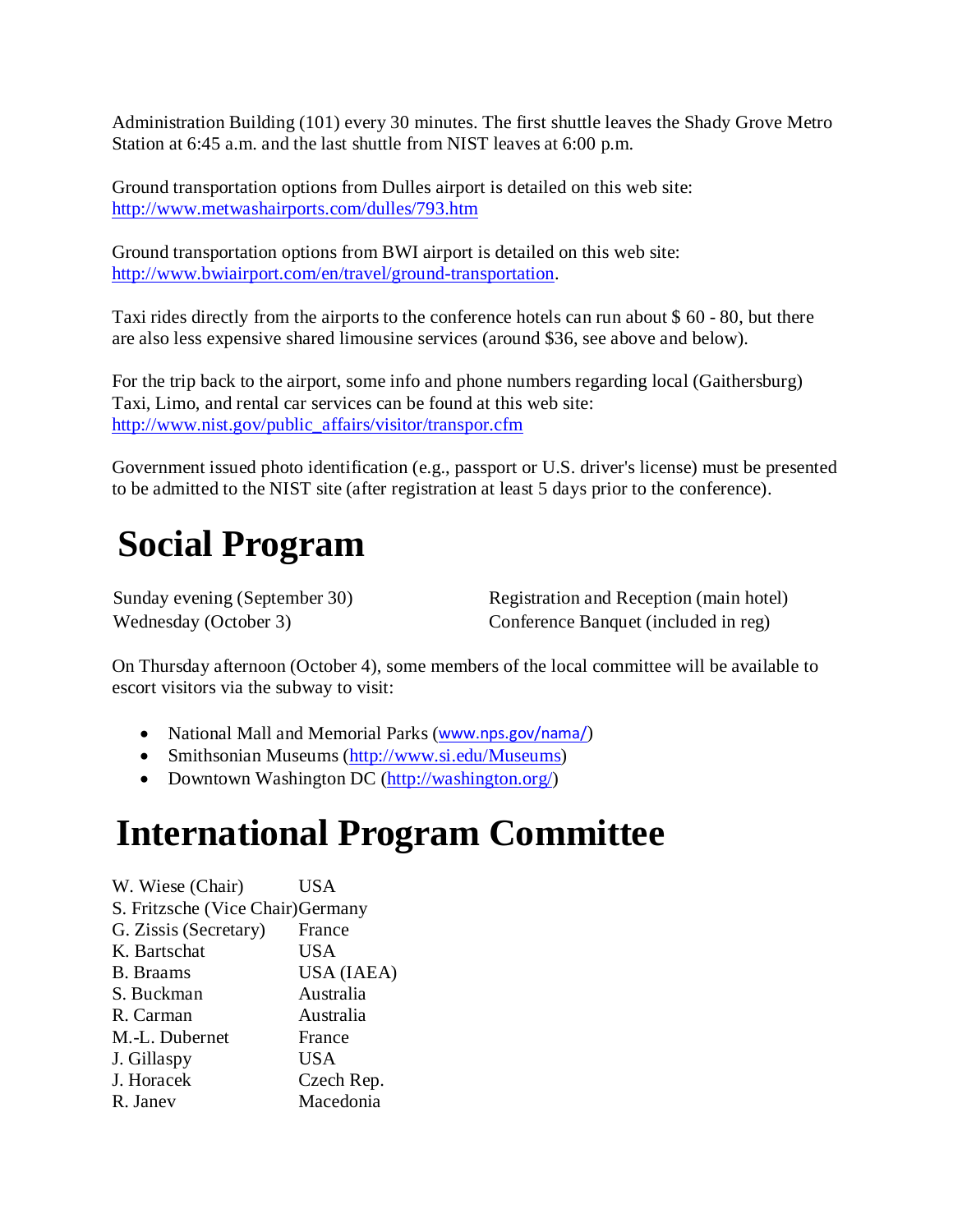Administration Building (101) every 30 minutes. The first shuttle leaves the Shady Grove Metro Station at 6:45 a.m. and the last shuttle from NIST leaves at 6:00 p.m.

Ground transportation options from Dulles airport is detailed on this web site: http://www.metwashairports.com/dulles/793.htm

Ground transportation options from BWI airport is detailed on this web site: http://www.bwiairport.com/en/travel/ground-transportation.

Taxi rides directly from the airports to the conference hotels can run about $ 60 - 80, but there are also less expensive shared limousine services (around $36, see above and below).

For the trip back to the airport, some info and phone numbers regarding local (Gaithersburg) Taxi, Limo, and rental car services can be found at this web site: http://www.nist.gov/public_affairs/visitor/transpor.cfm

Government issued photo identification (e.g., passport or U.S. driver's license) must be presented to be admitted to the NIST site (after registration at least 5 days prior to the conference).

# Social Program

| | |
|---|---|
| Sunday evening (September 30) | Registration and Reception (main hotel) |
| Wednesday (October 3) | Conference Banquet (included in reg) |

On Thursday afternoon (October 4), some members of the local committee will be available to escort visitors via the subway to visit:

- National Mall and Memorial Parks (www.nps.gov/nama/)
- Smithsonian Museums (http://www.si.edu/Museums)
- Downtown Washington DC (http://washington.org/)

# International Program Committee

| | |
|---|---|
| W. Wiese (Chair) | USA |
| S. Fritzsche (Vice Chair) | Germany |
| G. Zissis (Secretary) | France |
| K. Bartschat | USA |
| B. Braams | USA (IAEA) |
| S. Buckman | Australia |
| R. Carman | Australia |
| M.-L. Dubernet | France |
| J. Gillaspy | USA |
| J. Horacek | Czech Rep. |
| R. Janev | Macedonia |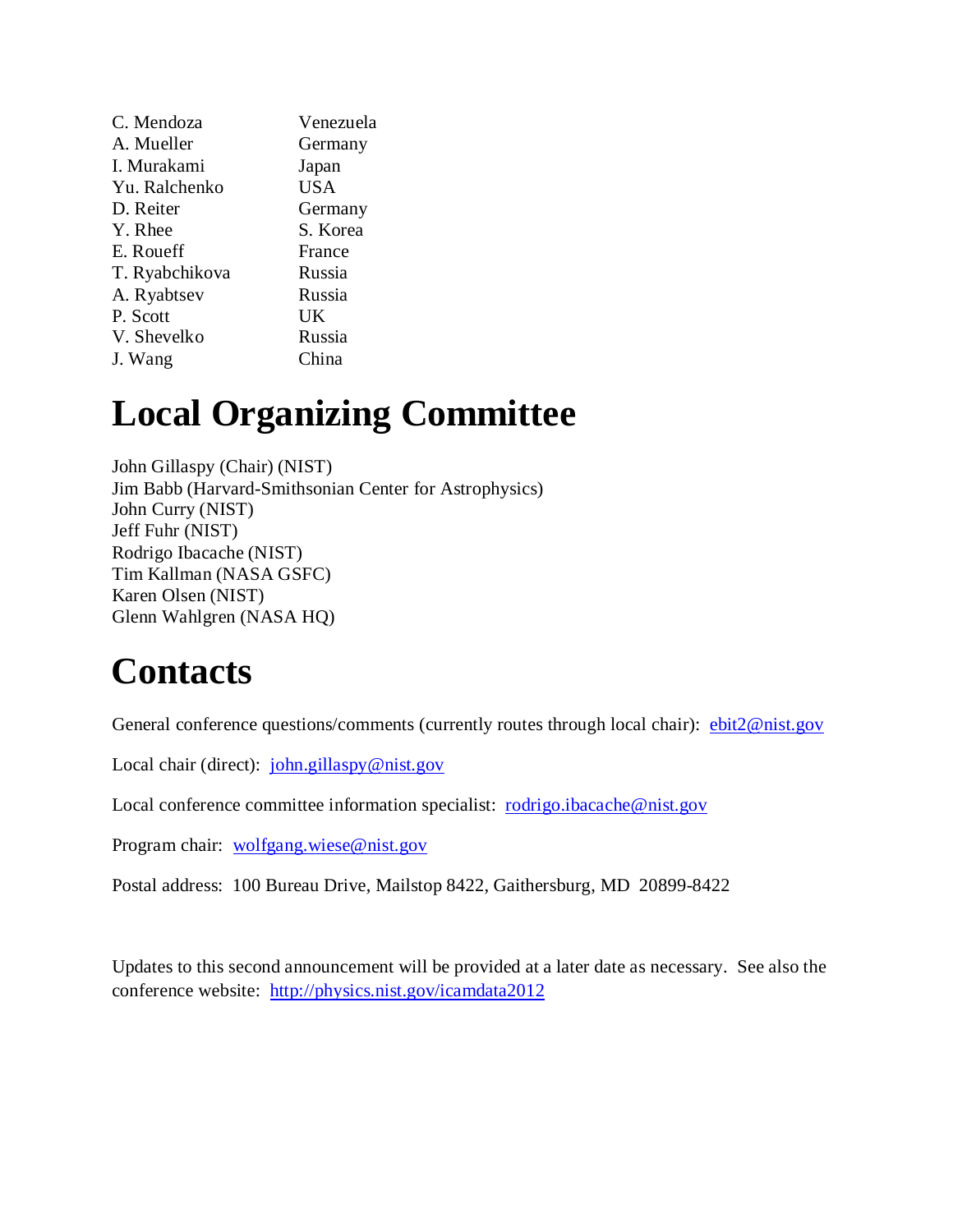| | |
|---|---|
| C. Mendoza | Venezuela |
| A. Mueller | Germany |
| I. Murakami | Japan |
| Yu. Ralchenko | USA |
| D. Reiter | Germany |
| Y. Rhee | S. Korea |
| E. Roueff | France |
| T. Ryabchikova | Russia |
| A. Ryabtsev | Russia |
| P. Scott | UK |
| V. Shevelko | Russia |
| J. Wang | China |

# Local Organizing Committee

John Gillaspy (Chair) (NIST)
Jim Babb (Harvard-Smithsonian Center for Astrophysics)
John Curry (NIST)
Jeff Fuhr (NIST)
Rodrigo Ibacache (NIST)
Tim Kallman (NASA GSFC)
Karen Olsen (NIST)
Glenn Wahlgren (NASA HQ)

# Contacts

General conference questions/comments (currently routes through local chair): ebit2@nist.gov

Local chair (direct): john.gillaspy@nist.gov

Local conference committee information specialist: rodrigo.ibacache@nist.gov

Program chair: wolfgang.wiese@nist.gov

Postal address: 100 Bureau Drive, Mailstop 8422, Gaithersburg, MD 20899-8422

Updates to this second announcement will be provided at a later date as necessary. See also the conference website: http://physics.nist.gov/icamdata2012